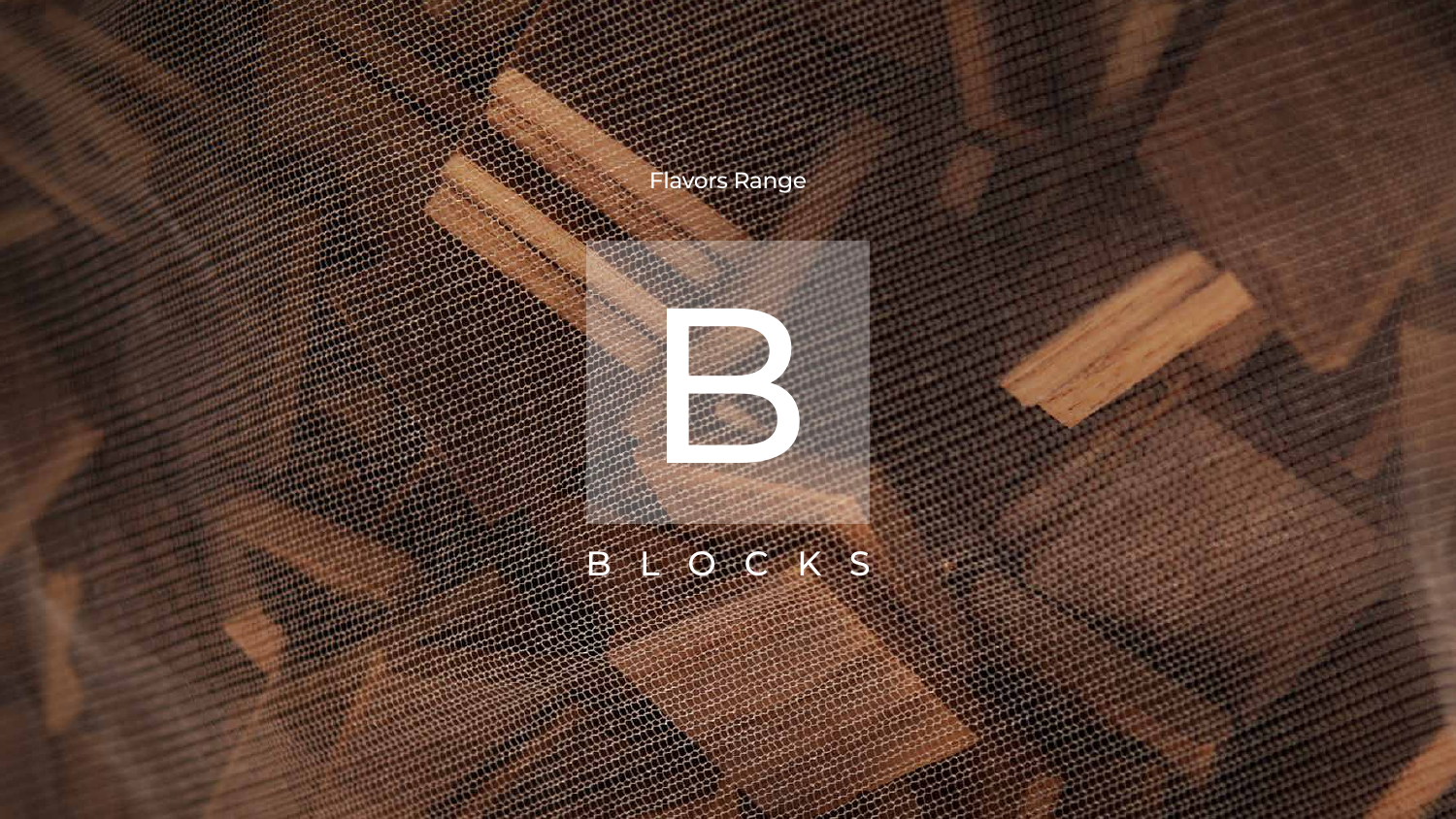Flavors Range

# B

BLOCKS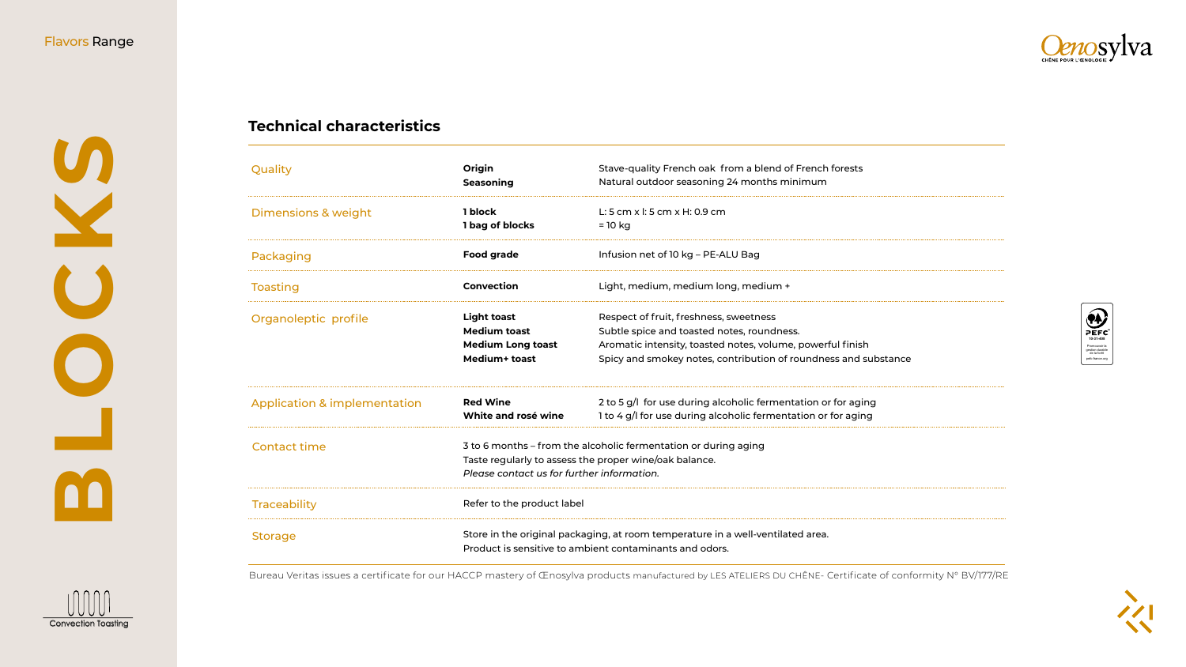Flavors Range

# BLOCKS

## Technical characteristics

| | | |
|---|---|---|
| Quality | **Origin**<br>**Seasoning** | Stave-quality French oak from a blend of French forests<br>Natural outdoor seasoning 24 months minimum |
| Dimensions & weight | **1 block**<br>**1 bag of blocks** | L: 5 cm x l: 5 cm x H: 0.9 cm<br>= 10 kg |
| Packaging | **Food grade** | Infusion net of 10 kg – PE-ALU Bag |
| Toasting | **Convection** | Light, medium, medium long, medium + |
| Organoleptic profile | **Light toast**<br>**Medium toast**<br>**Medium Long toast**<br>**Medium+ toast** | Respect of fruit, freshness, sweetness<br>Subtle spice and toasted notes, roundness.<br>Aromatic intensity, toasted notes, volume, powerful finish<br>Spicy and smokey notes, contribution of roundness and substance |
| Application & implementation | **Red Wine**<br>**White and rosé wine** | 2 to 5 g/l for use during alcoholic fermentation or for aging<br>1 to 4 g/l for use during alcoholic fermentation or for aging |
| Contact time | 3 to 6 months – from the alcoholic fermentation or during aging<br>Taste regularly to assess the proper wine/oak balance.<br>*Please contact us for further information.* | |
| Traceability | Refer to the product label | |
| Storage | Store in the original packaging, at room temperature in a well-ventilated area.<br>Product is sensitive to ambient contaminants and odors. | |

Bureau Veritas issues a certificate for our HACCP mastery of Œnosylva products manufactured by LES ATELIERS DU CHÊNE- Certificate of conformity N° BV/177/RE

Convection Toasting